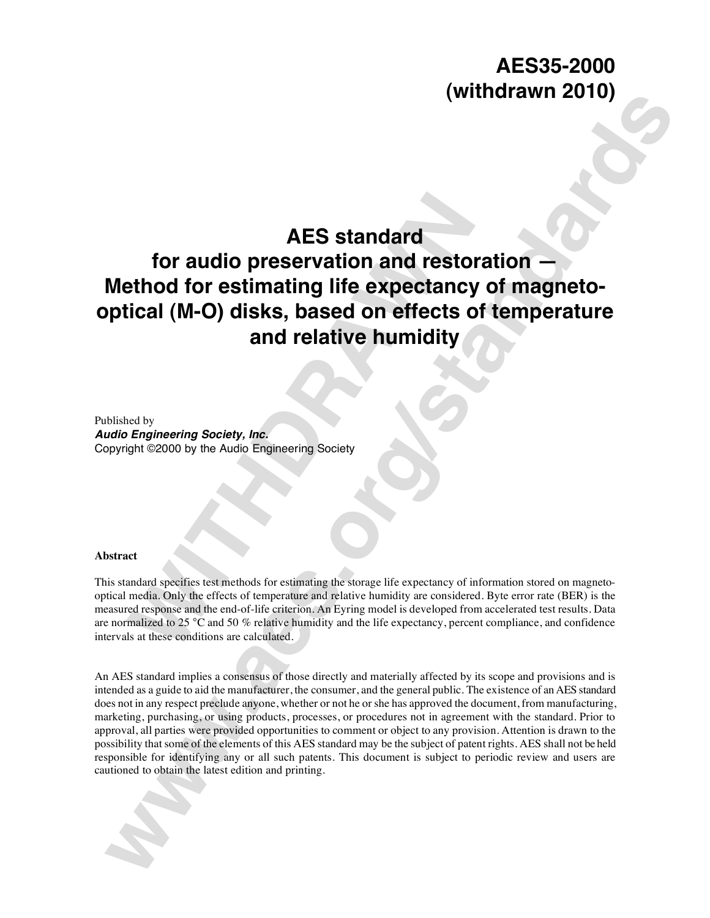**AES35-2000**
**(withdrawn 2010)**

# AES standard for audio preservation and restoration — Method for estimating life expectancy of magneto-optical (M-O) disks, based on effects of temperature and relative humidity

Published by
***Audio Engineering Society, Inc.***
Copyright ©2000 by the Audio Engineering Society

**Abstract**

This standard specifies test methods for estimating the storage life expectancy of information stored on magneto-optical media. Only the effects of temperature and relative humidity are considered. Byte error rate (BER) is the measured response and the end-of-life criterion. An Eyring model is developed from accelerated test results. Data are normalized to 25 °C and 50 % relative humidity and the life expectancy, percent compliance, and confidence intervals at these conditions are calculated.

An AES standard implies a consensus of those directly and materially affected by its scope and provisions and is intended as a guide to aid the manufacturer, the consumer, and the general public. The existence of an AES standard does not in any respect preclude anyone, whether or not he or she has approved the document, from manufacturing, marketing, purchasing, or using products, processes, or procedures not in agreement with the standard. Prior to approval, all parties were provided opportunities to comment or object to any provision. Attention is drawn to the possibility that some of the elements of this AES standard may be the subject of patent rights. AES shall not be held responsible for identifying any or all such patents. This document is subject to periodic review and users are cautioned to obtain the latest edition and printing.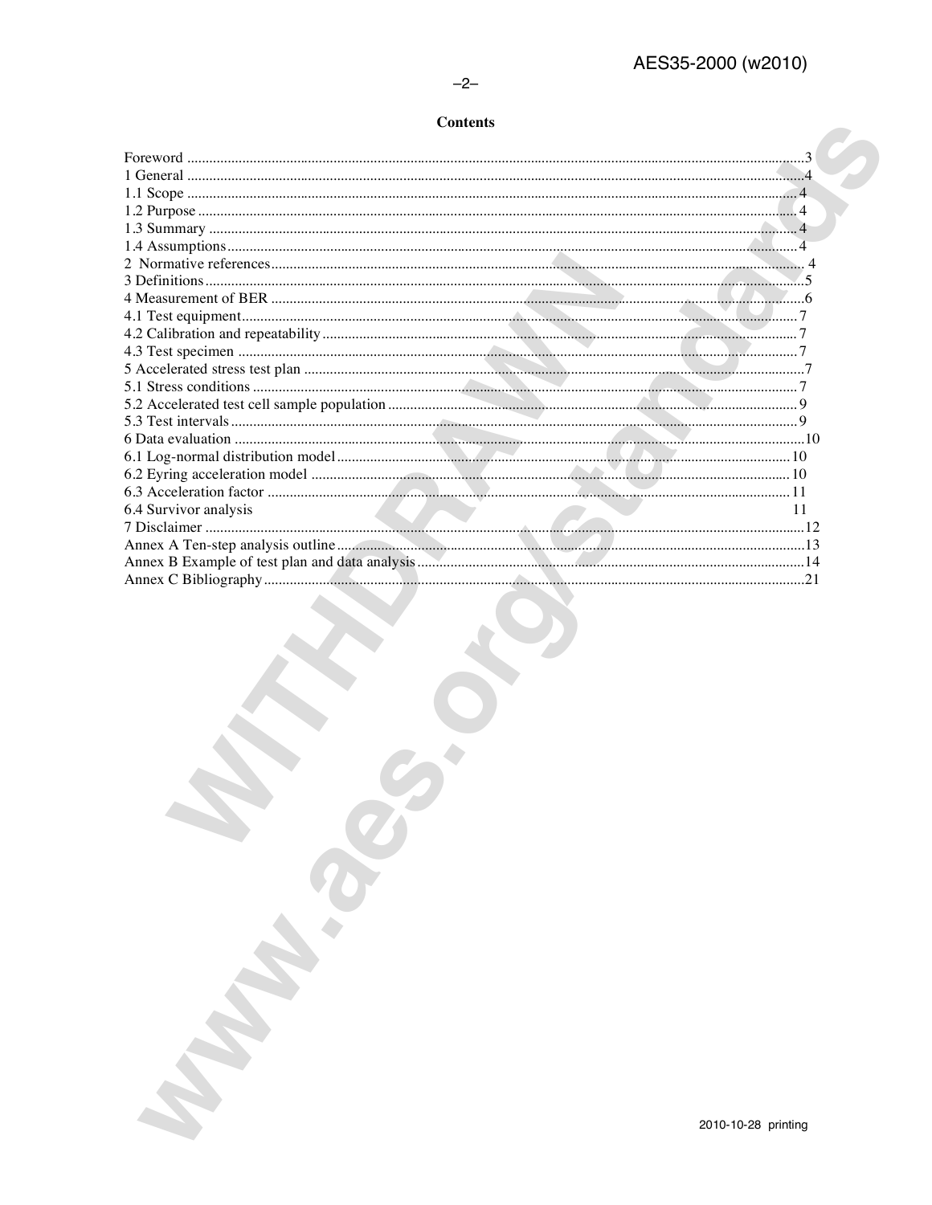## Contents

Foreword ....................................................................................................................................3
1 General ....................................................................................................................................4
1.1 Scope ....................................................................................................................................4
1.2 Purpose ....................................................................................................................................4
1.3 Summary ....................................................................................................................................4
1.4 Assumptions....................................................................................................................................4
2 Normative references....................................................................................................................................4
3 Definitions....................................................................................................................................5
4 Measurement of BER ....................................................................................................................................6
4.1 Test equipment....................................................................................................................................7
4.2 Calibration and repeatability....................................................................................................................................7
4.3 Test specimen ....................................................................................................................................7
5 Accelerated stress test plan ....................................................................................................................................7
5.1 Stress conditions ....................................................................................................................................7
5.2 Accelerated test cell sample population ....................................................................................................................................9
5.3 Test intervals....................................................................................................................................9
6 Data evaluation ....................................................................................................................................10
6.1 Log-normal distribution model....................................................................................................................................10
6.2 Eyring acceleration model ....................................................................................................................................10
6.3 Acceleration factor ....................................................................................................................................11
6.4 Survivor analysis 11
7 Disclaimer ....................................................................................................................................12
Annex A Ten-step analysis outline....................................................................................................................................13
Annex B Example of test plan and data analysis....................................................................................................................................14
Annex C Bibliography....................................................................................................................................21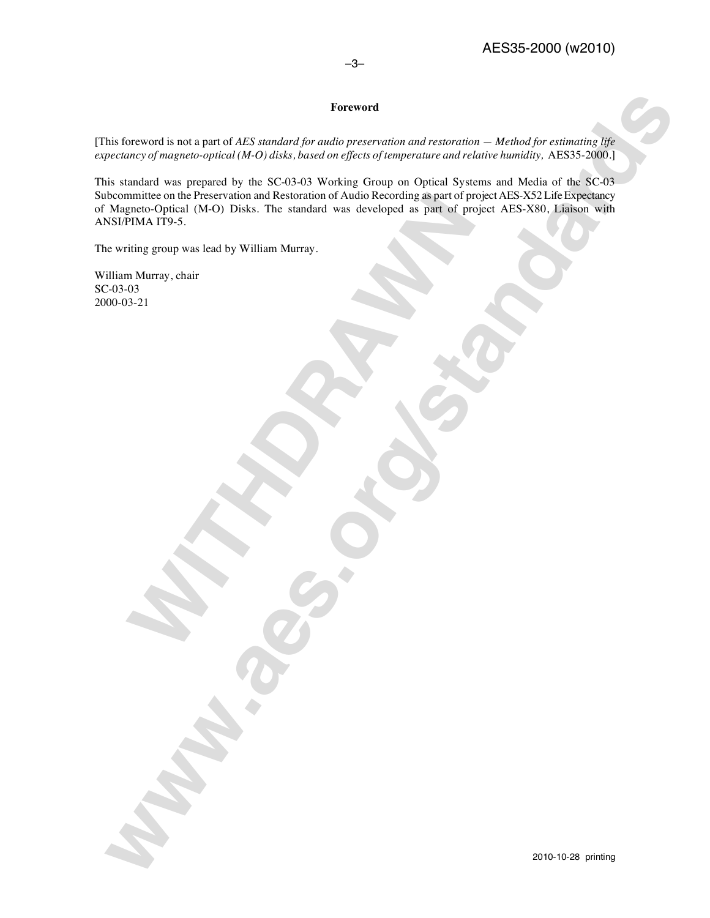## Foreword

[This foreword is not a part of *AES standard for audio preservation and restoration — Method for estimating life expectancy of magneto-optical (M-O) disks, based on effects of temperature and relative humidity,* AES35-2000.]

This standard was prepared by the SC-03-03 Working Group on Optical Systems and Media of the SC-03 Subcommittee on the Preservation and Restoration of Audio Recording as part of project AES-X52 Life Expectancy of Magneto-Optical (M-O) Disks. The standard was developed as part of project AES-X80, Liaison with ANSI/PIMA IT9-5.

The writing group was lead by William Murray.

William Murray, chair
SC-03-03
2000-03-21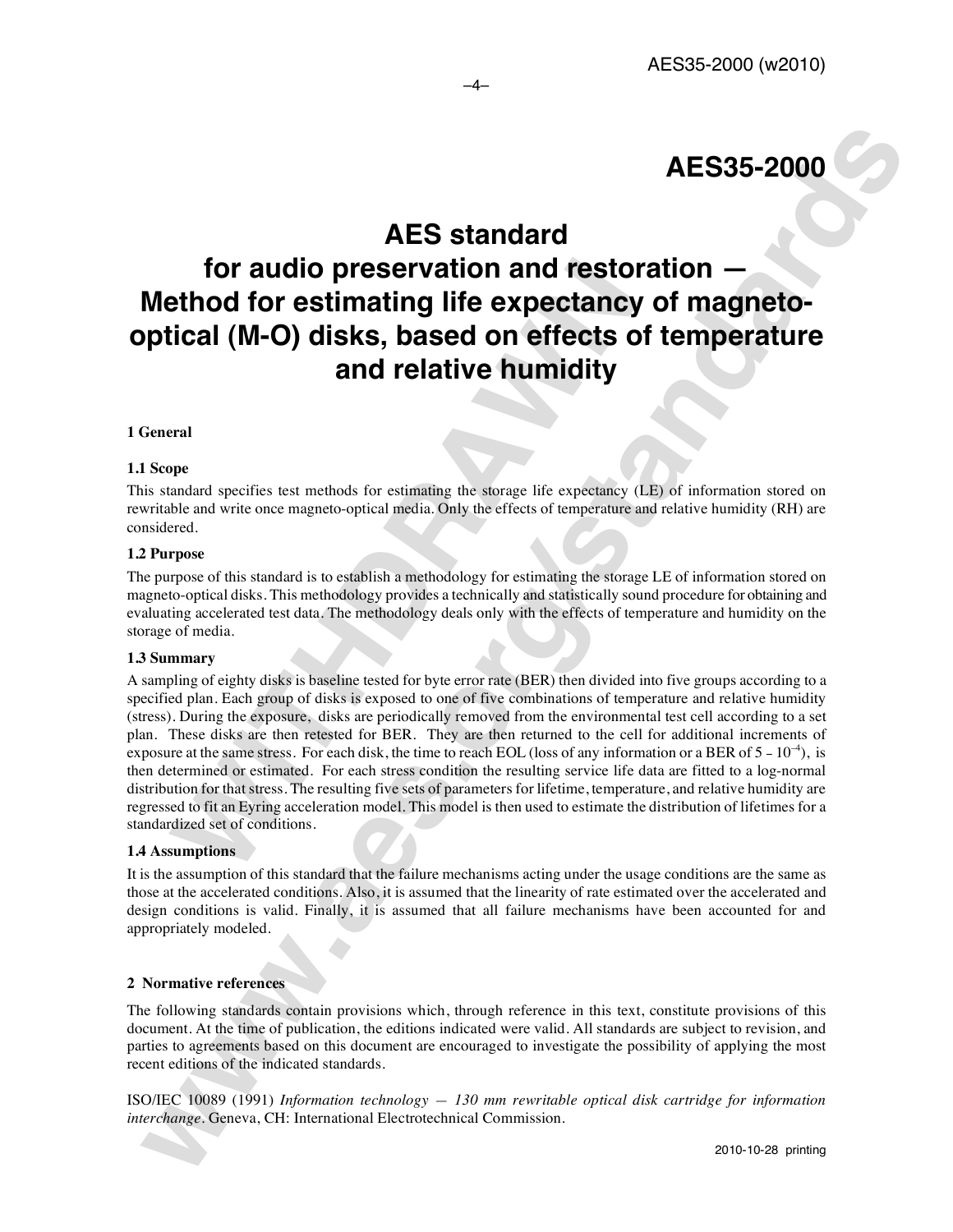# AES35-2000

# AES standard for audio preservation and restoration — Method for estimating life expectancy of magneto-optical (M-O) disks, based on effects of temperature and relative humidity

## 1 General

### 1.1 Scope

This standard specifies test methods for estimating the storage life expectancy (LE) of information stored on rewritable and write once magneto-optical media. Only the effects of temperature and relative humidity (RH) are considered.

### 1.2 Purpose

The purpose of this standard is to establish a methodology for estimating the storage LE of information stored on magneto-optical disks. This methodology provides a technically and statistically sound procedure for obtaining and evaluating accelerated test data. The methodology deals only with the effects of temperature and humidity on the storage of media.

### 1.3 Summary

A sampling of eighty disks is baseline tested for byte error rate (BER) then divided into five groups according to a specified plan. Each group of disks is exposed to one of five combinations of temperature and relative humidity (stress). During the exposure, disks are periodically removed from the environmental test cell according to a set plan. These disks are then retested for BER. They are then returned to the cell for additional increments of exposure at the same stress. For each disk, the time to reach EOL (loss of any information or a BER of $5 \times 10^{-4}$), is then determined or estimated. For each stress condition the resulting service life data are fitted to a log-normal distribution for that stress. The resulting five sets of parameters for lifetime, temperature, and relative humidity are regressed to fit an Eyring acceleration model. This model is then used to estimate the distribution of lifetimes for a standardized set of conditions.

### 1.4 Assumptions

It is the assumption of this standard that the failure mechanisms acting under the usage conditions are the same as those at the accelerated conditions. Also, it is assumed that the linearity of rate estimated over the accelerated and design conditions is valid. Finally, it is assumed that all failure mechanisms have been accounted for and appropriately modeled.

## 2 Normative references

The following standards contain provisions which, through reference in this text, constitute provisions of this document. At the time of publication, the editions indicated were valid. All standards are subject to revision, and parties to agreements based on this document are encouraged to investigate the possibility of applying the most recent editions of the indicated standards.

ISO/IEC 10089 (1991) *Information technology — 130 mm rewritable optical disk cartridge for information interchange*. Geneva, CH: International Electrotechnical Commission.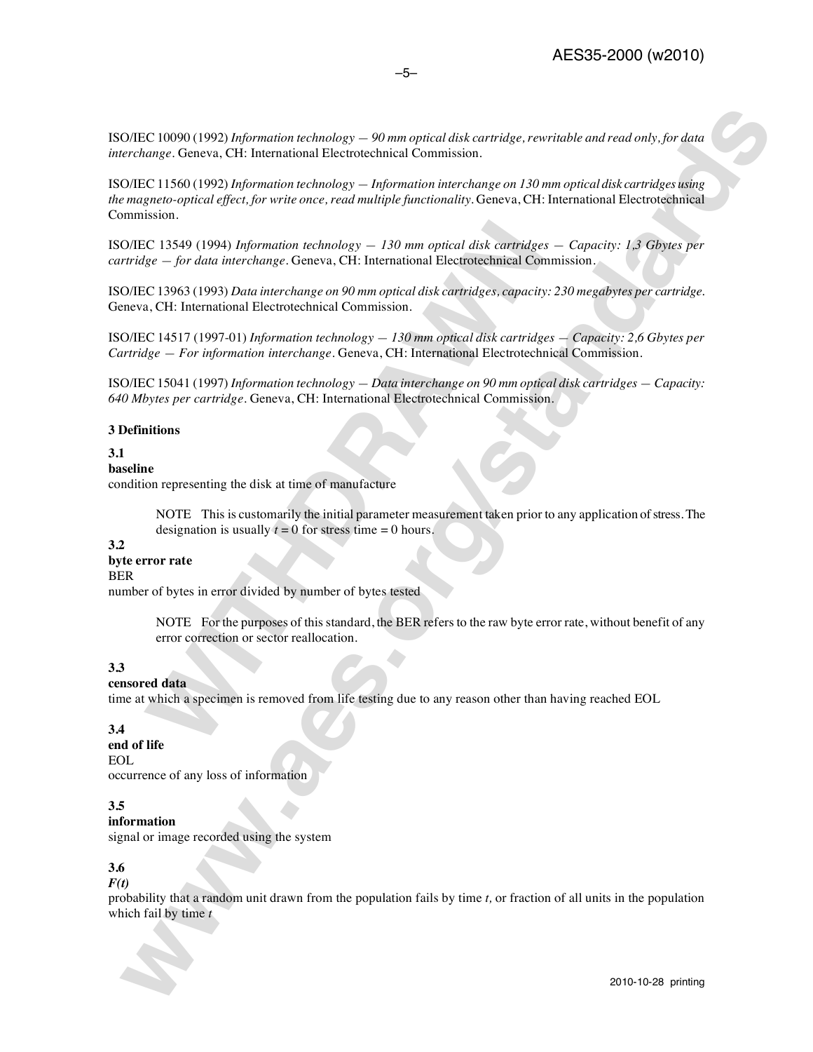ISO/IEC 10090 (1992) *Information technology — 90 mm optical disk cartridge, rewritable and read only, for data interchange*. Geneva, CH: International Electrotechnical Commission.

ISO/IEC 11560 (1992) *Information technology — Information interchange on 130 mm optical disk cartridges using the magneto-optical effect, for write once, read multiple functionality*. Geneva, CH: International Electrotechnical Commission.

ISO/IEC 13549 (1994) *Information technology — 130 mm optical disk cartridges — Capacity: 1,3 Gbytes per cartridge — for data interchange*. Geneva, CH: International Electrotechnical Commission.

ISO/IEC 13963 (1993) *Data interchange on 90 mm optical disk cartridges, capacity: 230 megabytes per cartridge.* Geneva, CH: International Electrotechnical Commission.

ISO/IEC 14517 (1997-01) *Information technology — 130 mm optical disk cartridges — Capacity: 2,6 Gbytes per Cartridge — For information interchange*. Geneva, CH: International Electrotechnical Commission.

ISO/IEC 15041 (1997) *Information technology — Data interchange on 90 mm optical disk cartridges — Capacity: 640 Mbytes per cartridge*. Geneva, CH: International Electrotechnical Commission.

## 3 Definitions

**3.1**

**baseline**

condition representing the disk at time of manufacture

> NOTE This is customarily the initial parameter measurement taken prior to any application of stress. The designation is usually $t = 0$ for stress time = 0 hours.

**3.2**

**byte error rate**

BER

number of bytes in error divided by number of bytes tested

> NOTE For the purposes of this standard, the BER refers to the raw byte error rate, without benefit of any error correction or sector reallocation.

**3.3**

**censored data**

time at which a specimen is removed from life testing due to any reason other than having reached EOL

**3.4**

**end of life**

EOL

occurrence of any loss of information

**3.5**

**information**

signal or image recorded using the system

**3.6**

***F(t)***

probability that a random unit drawn from the population fails by time $t$, or fraction of all units in the population which fail by time $t$